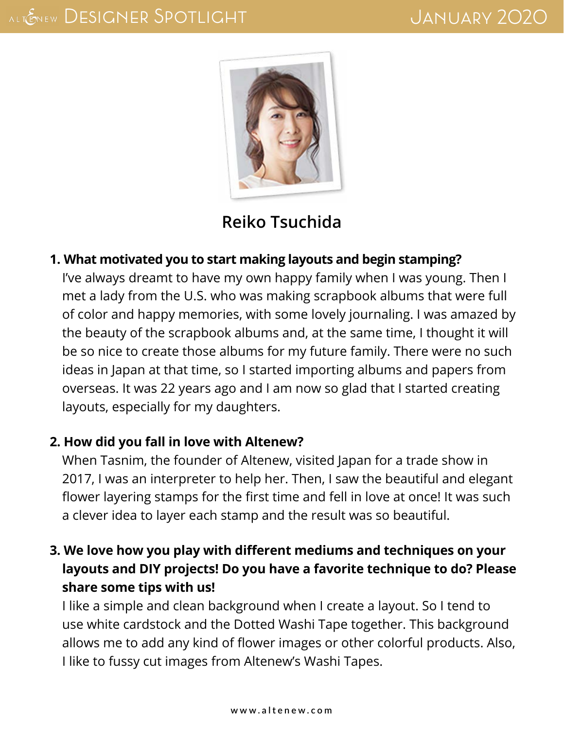# Designer Spotlight

January 2020

## Reiko Tsuchida

**1. What motivated you to start making layouts and begin stamping?**

I've always dreamt to have my own happy family when I was young. Then I met a lady from the U.S. who was making scrapbook albums that were full of color and happy memories, with some lovely journaling. I was amazed by the beauty of the scrapbook albums and, at the same time, I thought it will be so nice to create those albums for my future family. There were no such ideas in Japan at that time, so I started importing albums and papers from overseas. It was 22 years ago and I am now so glad that I started creating layouts, especially for my daughters.

**2. How did you fall in love with Altenew?**

When Tasnim, the founder of Altenew, visited Japan for a trade show in 2017, I was an interpreter to help her. Then, I saw the beautiful and elegant flower layering stamps for the first time and fell in love at once! It was such a clever idea to layer each stamp and the result was so beautiful.

**3. We love how you play with different mediums and techniques on your layouts and DIY projects! Do you have a favorite technique to do? Please share some tips with us!**

I like a simple and clean background when I create a layout. So I tend to use white cardstock and the Dotted Washi Tape together. This background allows me to add any kind of flower images or other colorful products. Also, I like to fussy cut images from Altenew's Washi Tapes.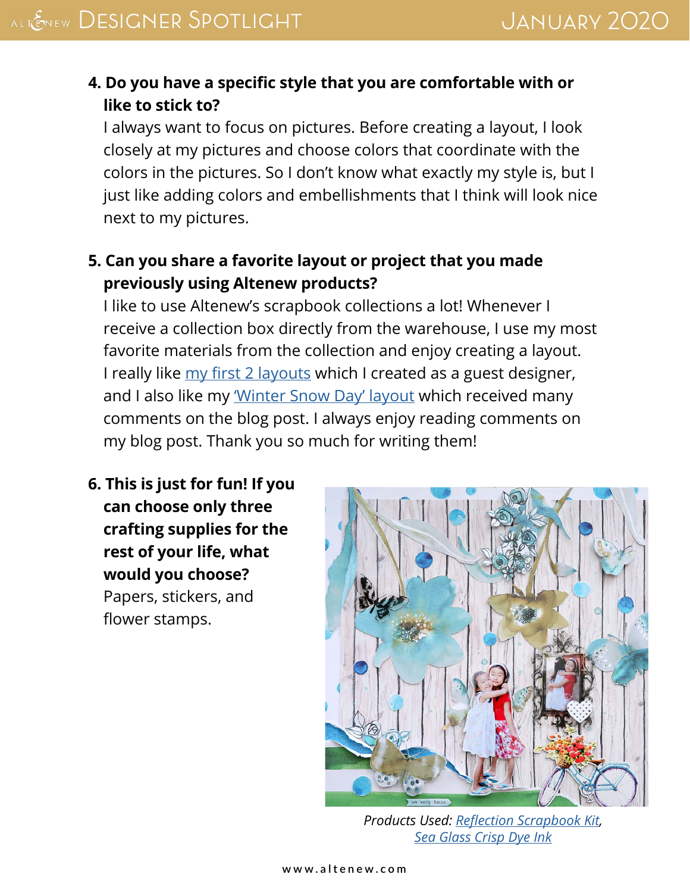**4. Do you have a specific style that you are comfortable with or like to stick to?**

I always want to focus on pictures. Before creating a layout, I look closely at my pictures and choose colors that coordinate with the colors in the pictures. So I don't know what exactly my style is, but I just like adding colors and embellishments that I think will look nice next to my pictures.

**5. Can you share a favorite layout or project that you made previously using Altenew products?**

I like to use Altenew's scrapbook collections a lot! Whenever I receive a collection box directly from the warehouse, I use my most favorite materials from the collection and enjoy creating a layout. I really like my first 2 layouts which I created as a guest designer, and I also like my 'Winter Snow Day' layout which received many comments on the blog post. I always enjoy reading comments on my blog post. Thank you so much for writing them!

**6. This is just for fun! If you can choose only three crafting supplies for the rest of your life, what would you choose?**

Papers, stickers, and flower stamps.

*Products Used: Reflection Scrapbook Kit, Sea Glass Crisp Dye Ink*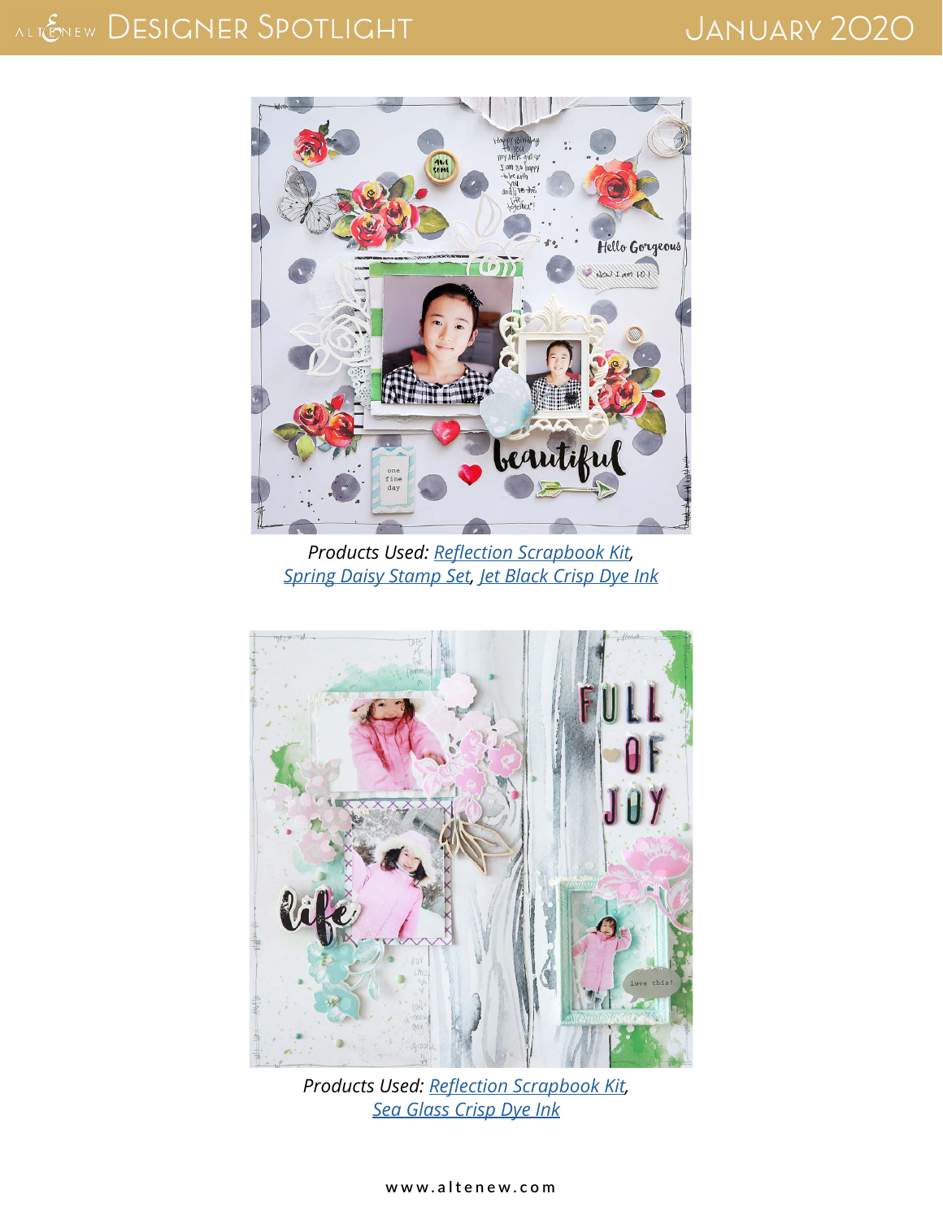*Products Used: Reflection Scrapbook Kit, Spring Daisy Stamp Set, Jet Black Crisp Dye Ink*

*Products Used: Reflection Scrapbook Kit, Sea Glass Crisp Dye Ink*